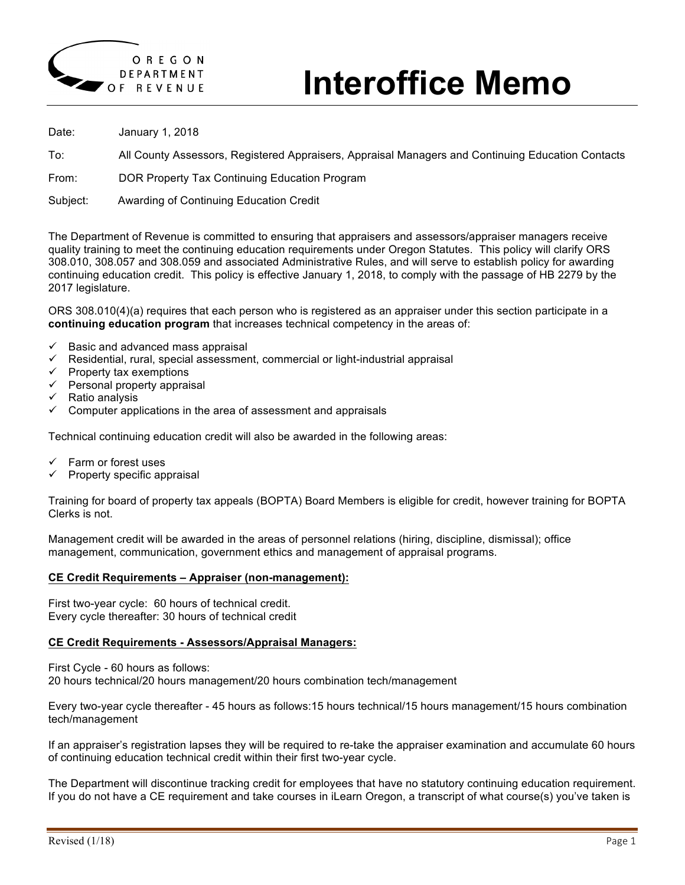# Interoffice Memo

OREGON DEPARTMENT OF REVENUE

Date: January 1, 2018

To: All County Assessors, Registered Appraisers, Appraisal Managers and Continuing Education Contacts

From: DOR Property Tax Continuing Education Program

Subject: Awarding of Continuing Education Credit

The Department of Revenue is committed to ensuring that appraisers and assessors/appraiser managers receive quality training to meet the continuing education requirements under Oregon Statutes. This policy will clarify ORS 308.010, 308.057 and 308.059 and associated Administrative Rules, and will serve to establish policy for awarding continuing education credit. This policy is effective January 1, 2018, to comply with the passage of HB 2279 by the 2017 legislature.

ORS 308.010(4)(a) requires that each person who is registered as an appraiser under this section participate in a **continuing education program** that increases technical competency in the areas of:

- ✓ Basic and advanced mass appraisal
- ✓ Residential, rural, special assessment, commercial or light-industrial appraisal
- ✓ Property tax exemptions
- ✓ Personal property appraisal
- ✓ Ratio analysis
- ✓ Computer applications in the area of assessment and appraisals

Technical continuing education credit will also be awarded in the following areas:

- ✓ Farm or forest uses
- ✓ Property specific appraisal

Training for board of property tax appeals (BOPTA) Board Members is eligible for credit, however training for BOPTA Clerks is not.

Management credit will be awarded in the areas of personnel relations (hiring, discipline, dismissal); office management, communication, government ethics and management of appraisal programs.

**<u>CE Credit Requirements – Appraiser (non-management):</u>**

First two-year cycle: 60 hours of technical credit.
Every cycle thereafter: 30 hours of technical credit

**<u>CE Credit Requirements - Assessors/Appraisal Managers:</u>**

First Cycle - 60 hours as follows:
20 hours technical/20 hours management/20 hours combination tech/management

Every two-year cycle thereafter - 45 hours as follows:15 hours technical/15 hours management/15 hours combination tech/management

If an appraiser's registration lapses they will be required to re-take the appraiser examination and accumulate 60 hours of continuing education technical credit within their first two-year cycle.

The Department will discontinue tracking credit for employees that have no statutory continuing education requirement. If you do not have a CE requirement and take courses in iLearn Oregon, a transcript of what course(s) you've taken is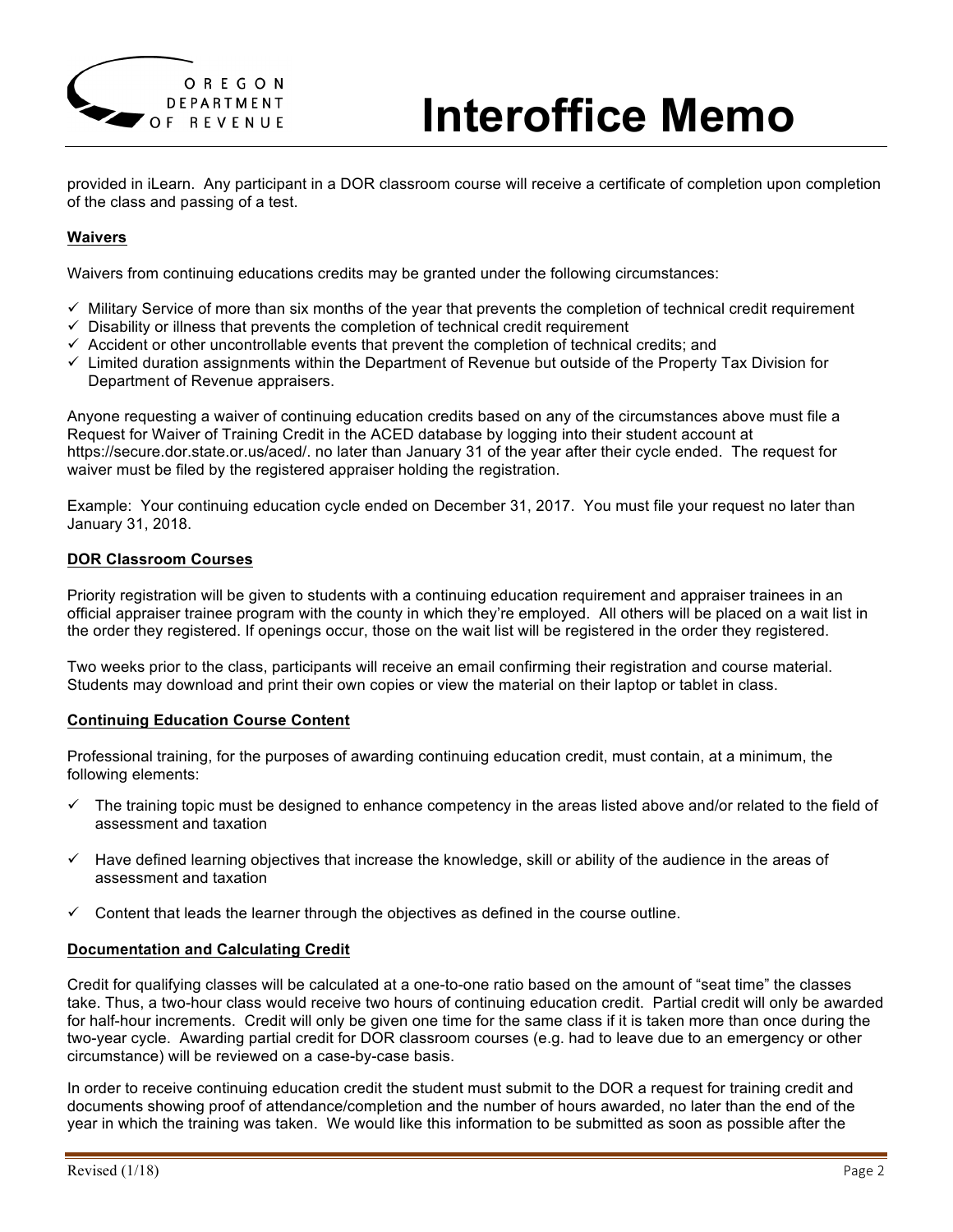provided in iLearn. Any participant in a DOR classroom course will receive a certificate of completion upon completion of the class and passing of a test.

**Waivers**

Waivers from continuing educations credits may be granted under the following circumstances:

- ✓ Military Service of more than six months of the year that prevents the completion of technical credit requirement
- ✓ Disability or illness that prevents the completion of technical credit requirement
- ✓ Accident or other uncontrollable events that prevent the completion of technical credits; and
- ✓ Limited duration assignments within the Department of Revenue but outside of the Property Tax Division for Department of Revenue appraisers.

Anyone requesting a waiver of continuing education credits based on any of the circumstances above must file a Request for Waiver of Training Credit in the ACED database by logging into their student account at https://secure.dor.state.or.us/aced/. no later than January 31 of the year after their cycle ended. The request for waiver must be filed by the registered appraiser holding the registration.

Example: Your continuing education cycle ended on December 31, 2017. You must file your request no later than January 31, 2018.

**DOR Classroom Courses**

Priority registration will be given to students with a continuing education requirement and appraiser trainees in an official appraiser trainee program with the county in which they're employed. All others will be placed on a wait list in the order they registered. If openings occur, those on the wait list will be registered in the order they registered.

Two weeks prior to the class, participants will receive an email confirming their registration and course material. Students may download and print their own copies or view the material on their laptop or tablet in class.

**Continuing Education Course Content**

Professional training, for the purposes of awarding continuing education credit, must contain, at a minimum, the following elements:

- ✓ The training topic must be designed to enhance competency in the areas listed above and/or related to the field of assessment and taxation
- ✓ Have defined learning objectives that increase the knowledge, skill or ability of the audience in the areas of assessment and taxation
- ✓ Content that leads the learner through the objectives as defined in the course outline.

**Documentation and Calculating Credit**

Credit for qualifying classes will be calculated at a one-to-one ratio based on the amount of "seat time" the classes take. Thus, a two-hour class would receive two hours of continuing education credit. Partial credit will only be awarded for half-hour increments. Credit will only be given one time for the same class if it is taken more than once during the two-year cycle. Awarding partial credit for DOR classroom courses (e.g. had to leave due to an emergency or other circumstance) will be reviewed on a case-by-case basis.

In order to receive continuing education credit the student must submit to the DOR a request for training credit and documents showing proof of attendance/completion and the number of hours awarded, no later than the end of the year in which the training was taken. We would like this information to be submitted as soon as possible after the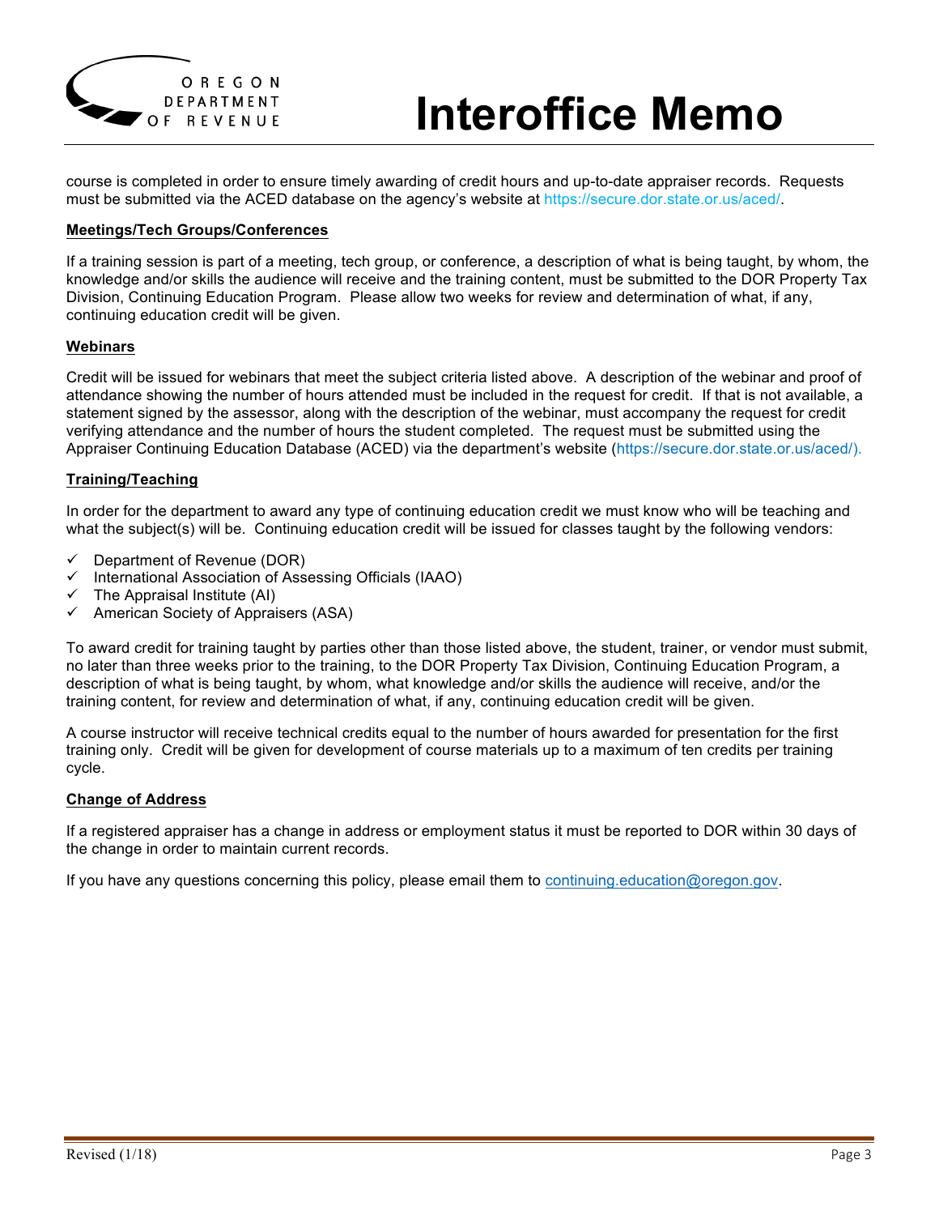course is completed in order to ensure timely awarding of credit hours and up-to-date appraiser records. Requests must be submitted via the ACED database on the agency's website at https://secure.dor.state.or.us/aced/.

**Meetings/Tech Groups/Conferences**

If a training session is part of a meeting, tech group, or conference, a description of what is being taught, by whom, the knowledge and/or skills the audience will receive and the training content, must be submitted to the DOR Property Tax Division, Continuing Education Program. Please allow two weeks for review and determination of what, if any, continuing education credit will be given.

**Webinars**

Credit will be issued for webinars that meet the subject criteria listed above. A description of the webinar and proof of attendance showing the number of hours attended must be included in the request for credit. If that is not available, a statement signed by the assessor, along with the description of the webinar, must accompany the request for credit verifying attendance and the number of hours the student completed. The request must be submitted using the Appraiser Continuing Education Database (ACED) via the department's website (https://secure.dor.state.or.us/aced/).

**Training/Teaching**

In order for the department to award any type of continuing education credit we must know who will be teaching and what the subject(s) will be. Continuing education credit will be issued for classes taught by the following vendors:

- ✓ Department of Revenue (DOR)
- ✓ International Association of Assessing Officials (IAAO)
- ✓ The Appraisal Institute (AI)
- ✓ American Society of Appraisers (ASA)

To award credit for training taught by parties other than those listed above, the student, trainer, or vendor must submit, no later than three weeks prior to the training, to the DOR Property Tax Division, Continuing Education Program, a description of what is being taught, by whom, what knowledge and/or skills the audience will receive, and/or the training content, for review and determination of what, if any, continuing education credit will be given.

A course instructor will receive technical credits equal to the number of hours awarded for presentation for the first training only. Credit will be given for development of course materials up to a maximum of ten credits per training cycle.

**Change of Address**

If a registered appraiser has a change in address or employment status it must be reported to DOR within 30 days of the change in order to maintain current records.

If you have any questions concerning this policy, please email them to continuing.education@oregon.gov.